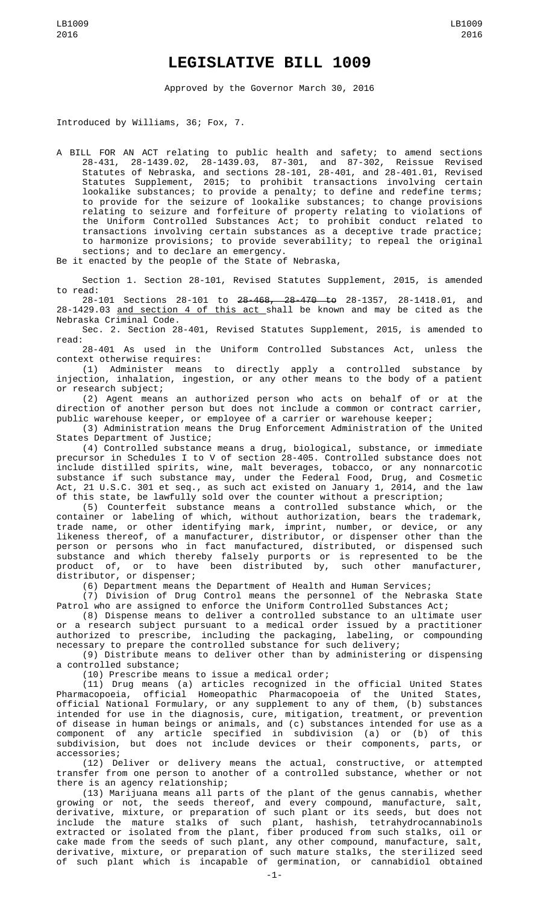# LEGISLATIVE BILL 1009

Approved by the Governor March 30, 2016

Introduced by Williams, 36; Fox, 7.

A BILL FOR AN ACT relating to public health and safety; to amend sections 28-431, 28-1439.02, 28-1439.03, 87-301, and 87-302, Reissue Revised Statutes of Nebraska, and sections 28-101, 28-401, and 28-401.01, Revised Statutes Supplement, 2015; to prohibit transactions involving certain lookalike substances; to provide a penalty; to define and redefine terms; to provide for the seizure of lookalike substances; to change provisions relating to seizure and forfeiture of property relating to violations of the Uniform Controlled Substances Act; to prohibit conduct related to transactions involving certain substances as a deceptive trade practice; to harmonize provisions; to provide severability; to repeal the original sections; and to declare an emergency.

Be it enacted by the people of the State of Nebraska,

Section 1. Section 28-101, Revised Statutes Supplement, 2015, is amended to read:

28-101 Sections 28-101 to ~~28-468, 28-470 to~~ 28-1357, 28-1418.01, and 28-1429.03 <u>and section 4 of this act</u> shall be known and may be cited as the Nebraska Criminal Code.

Sec. 2. Section 28-401, Revised Statutes Supplement, 2015, is amended to read:

28-401 As used in the Uniform Controlled Substances Act, unless the context otherwise requires:

(1) Administer means to directly apply a controlled substance by injection, inhalation, ingestion, or any other means to the body of a patient or research subject;

(2) Agent means an authorized person who acts on behalf of or at the direction of another person but does not include a common or contract carrier, public warehouse keeper, or employee of a carrier or warehouse keeper;

(3) Administration means the Drug Enforcement Administration of the United States Department of Justice;

(4) Controlled substance means a drug, biological, substance, or immediate precursor in Schedules I to V of section 28-405. Controlled substance does not include distilled spirits, wine, malt beverages, tobacco, or any nonnarcotic substance if such substance may, under the Federal Food, Drug, and Cosmetic Act, 21 U.S.C. 301 et seq., as such act existed on January 1, 2014, and the law of this state, be lawfully sold over the counter without a prescription;

(5) Counterfeit substance means a controlled substance which, or the container or labeling of which, without authorization, bears the trademark, trade name, or other identifying mark, imprint, number, or device, or any likeness thereof, of a manufacturer, distributor, or dispenser other than the person or persons who in fact manufactured, distributed, or dispensed such substance and which thereby falsely purports or is represented to be the product of, or to have been distributed by, such other manufacturer, distributor, or dispenser;

(6) Department means the Department of Health and Human Services;

(7) Division of Drug Control means the personnel of the Nebraska State Patrol who are assigned to enforce the Uniform Controlled Substances Act;

(8) Dispense means to deliver a controlled substance to an ultimate user or a research subject pursuant to a medical order issued by a practitioner authorized to prescribe, including the packaging, labeling, or compounding necessary to prepare the controlled substance for such delivery;

(9) Distribute means to deliver other than by administering or dispensing a controlled substance;

(10) Prescribe means to issue a medical order;

(11) Drug means (a) articles recognized in the official United States Pharmacopoeia, official Homeopathic Pharmacopoeia of the United States, official National Formulary, or any supplement to any of them, (b) substances intended for use in the diagnosis, cure, mitigation, treatment, or prevention of disease in human beings or animals, and (c) substances intended for use as a component of any article specified in subdivision (a) or (b) of this subdivision, but does not include devices or their components, parts, or accessories;

(12) Deliver or delivery means the actual, constructive, or attempted transfer from one person to another of a controlled substance, whether or not there is an agency relationship;

(13) Marijuana means all parts of the plant of the genus cannabis, whether growing or not, the seeds thereof, and every compound, manufacture, salt, derivative, mixture, or preparation of such plant or its seeds, but does not include the mature stalks of such plant, hashish, tetrahydrocannabinols extracted or isolated from the plant, fiber produced from such stalks, oil or cake made from the seeds of such plant, any other compound, manufacture, salt, derivative, mixture, or preparation of such mature stalks, the sterilized seed of such plant which is incapable of germination, or cannabidiol obtained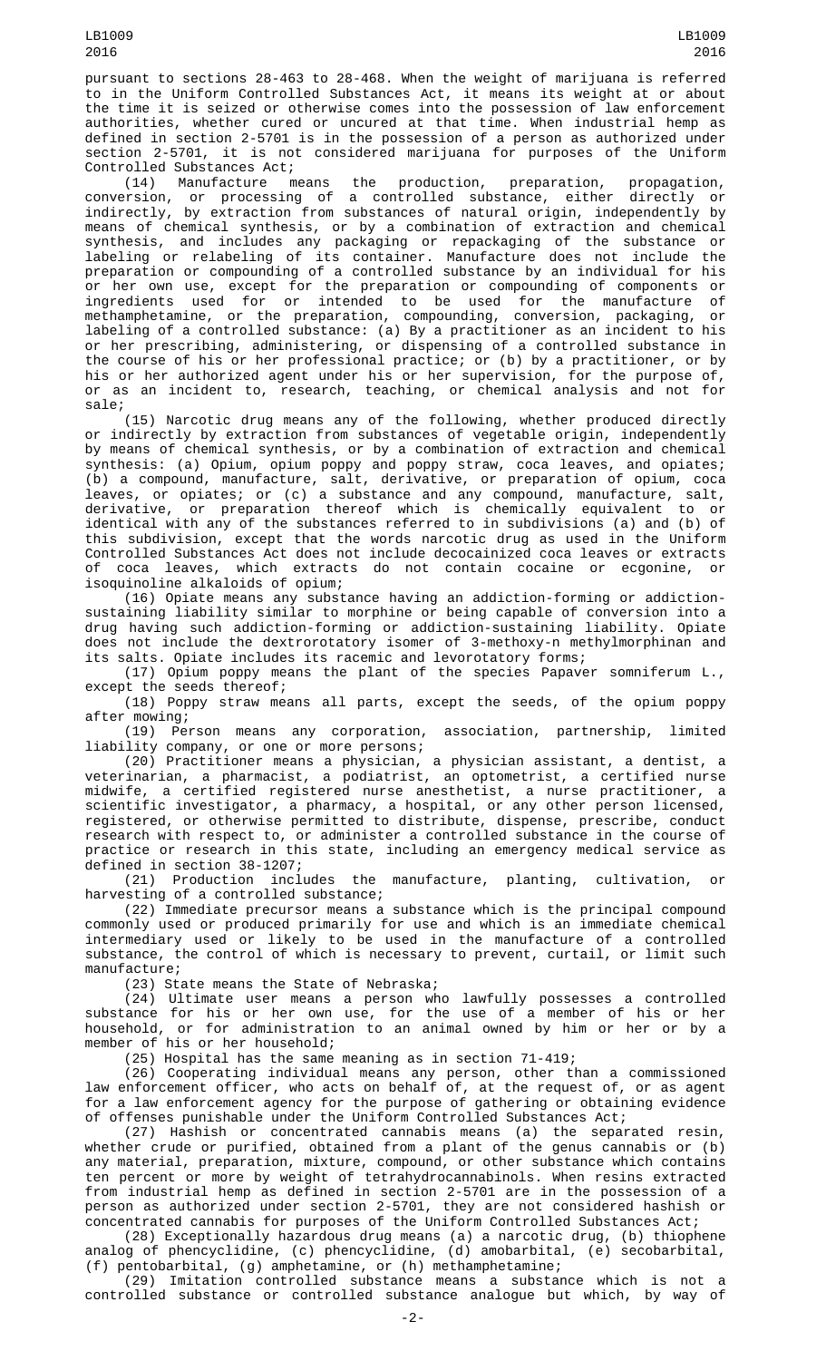pursuant to sections 28-463 to 28-468. When the weight of marijuana is referred to in the Uniform Controlled Substances Act, it means its weight at or about the time it is seized or otherwise comes into the possession of law enforcement authorities, whether cured or uncured at that time. When industrial hemp as defined in section 2-5701 is in the possession of a person as authorized under section 2-5701, it is not considered marijuana for purposes of the Uniform Controlled Substances Act;

(14) Manufacture means the production, preparation, propagation, conversion, or processing of a controlled substance, either directly or indirectly, by extraction from substances of natural origin, independently by means of chemical synthesis, or by a combination of extraction and chemical synthesis, and includes any packaging or repackaging of the substance or labeling or relabeling of its container. Manufacture does not include the preparation or compounding of a controlled substance by an individual for his or her own use, except for the preparation or compounding of components or ingredients used for or intended to be used for the manufacture of methamphetamine, or the preparation, compounding, conversion, packaging, or labeling of a controlled substance: (a) By a practitioner as an incident to his or her prescribing, administering, or dispensing of a controlled substance in the course of his or her professional practice; or (b) by a practitioner, or by his or her authorized agent under his or her supervision, for the purpose of, or as an incident to, research, teaching, or chemical analysis and not for sale;

(15) Narcotic drug means any of the following, whether produced directly or indirectly by extraction from substances of vegetable origin, independently by means of chemical synthesis, or by a combination of extraction and chemical synthesis: (a) Opium, opium poppy and poppy straw, coca leaves, and opiates; (b) a compound, manufacture, salt, derivative, or preparation of opium, coca leaves, or opiates; or (c) a substance and any compound, manufacture, salt, derivative, or preparation thereof which is chemically equivalent to or identical with any of the substances referred to in subdivisions (a) and (b) of this subdivision, except that the words narcotic drug as used in the Uniform Controlled Substances Act does not include decocainized coca leaves or extracts of coca leaves, which extracts do not contain cocaine or ecgonine, or isoquinoline alkaloids of opium;

(16) Opiate means any substance having an addiction-forming or addiction-sustaining liability similar to morphine or being capable of conversion into a drug having such addiction-forming or addiction-sustaining liability. Opiate does not include the dextrorotatory isomer of 3-methoxy-n methylmorphinan and its salts. Opiate includes its racemic and levorotatory forms;

(17) Opium poppy means the plant of the species Papaver somniferum L., except the seeds thereof;

(18) Poppy straw means all parts, except the seeds, of the opium poppy after mowing;

(19) Person means any corporation, association, partnership, limited liability company, or one or more persons;

(20) Practitioner means a physician, a physician assistant, a dentist, a veterinarian, a pharmacist, a podiatrist, an optometrist, a certified nurse midwife, a certified registered nurse anesthetist, a nurse practitioner, a scientific investigator, a pharmacy, a hospital, or any other person licensed, registered, or otherwise permitted to distribute, dispense, prescribe, conduct research with respect to, or administer a controlled substance in the course of practice or research in this state, including an emergency medical service as defined in section 38-1207;

(21) Production includes the manufacture, planting, cultivation, or harvesting of a controlled substance;

(22) Immediate precursor means a substance which is the principal compound commonly used or produced primarily for use and which is an immediate chemical intermediary used or likely to be used in the manufacture of a controlled substance, the control of which is necessary to prevent, curtail, or limit such manufacture;

(23) State means the State of Nebraska;

(24) Ultimate user means a person who lawfully possesses a controlled substance for his or her own use, for the use of a member of his or her household, or for administration to an animal owned by him or her or by a member of his or her household;

(25) Hospital has the same meaning as in section 71-419;

(26) Cooperating individual means any person, other than a commissioned law enforcement officer, who acts on behalf of, at the request of, or as agent for a law enforcement agency for the purpose of gathering or obtaining evidence of offenses punishable under the Uniform Controlled Substances Act;

(27) Hashish or concentrated cannabis means (a) the separated resin, whether crude or purified, obtained from a plant of the genus cannabis or (b) any material, preparation, mixture, compound, or other substance which contains ten percent or more by weight of tetrahydrocannabinols. When resins extracted from industrial hemp as defined in section 2-5701 are in the possession of a person as authorized under section 2-5701, they are not considered hashish or concentrated cannabis for purposes of the Uniform Controlled Substances Act;

(28) Exceptionally hazardous drug means (a) a narcotic drug, (b) thiophene analog of phencyclidine, (c) phencyclidine, (d) amobarbital, (e) secobarbital, (f) pentobarbital, (g) amphetamine, or (h) methamphetamine;

(29) Imitation controlled substance means a substance which is not a controlled substance or controlled substance analogue but which, by way of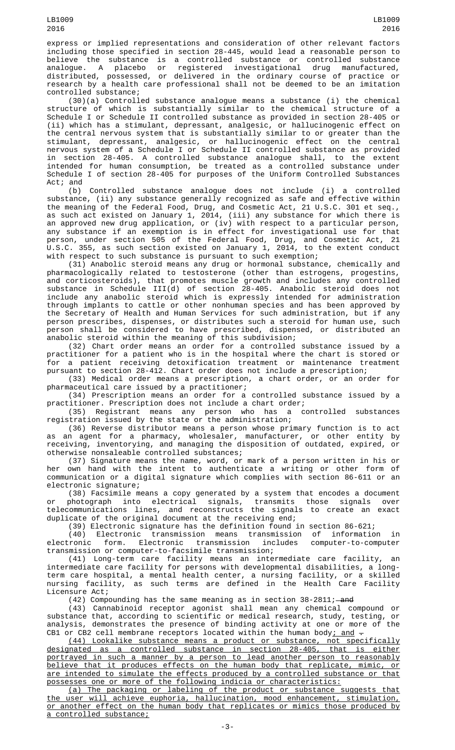express or implied representations and consideration of other relevant factors including those specified in section 28-445, would lead a reasonable person to believe the substance is a controlled substance or controlled substance analogue. A placebo or registered investigational drug manufactured, distributed, possessed, or delivered in the ordinary course of practice or research by a health care professional shall not be deemed to be an imitation controlled substance;

(30)(a) Controlled substance analogue means a substance (i) the chemical structure of which is substantially similar to the chemical structure of a Schedule I or Schedule II controlled substance as provided in section 28-405 or (ii) which has a stimulant, depressant, analgesic, or hallucinogenic effect on the central nervous system that is substantially similar to or greater than the stimulant, depressant, analgesic, or hallucinogenic effect on the central nervous system of a Schedule I or Schedule II controlled substance as provided in section 28-405. A controlled substance analogue shall, to the extent intended for human consumption, be treated as a controlled substance under Schedule I of section 28-405 for purposes of the Uniform Controlled Substances Act; and

(b) Controlled substance analogue does not include (i) a controlled substance, (ii) any substance generally recognized as safe and effective within the meaning of the Federal Food, Drug, and Cosmetic Act, 21 U.S.C. 301 et seq., as such act existed on January 1, 2014, (iii) any substance for which there is an approved new drug application, or (iv) with respect to a particular person, any substance if an exemption is in effect for investigational use for that person, under section 505 of the Federal Food, Drug, and Cosmetic Act, 21 U.S.C. 355, as such section existed on January 1, 2014, to the extent conduct with respect to such substance is pursuant to such exemption;

(31) Anabolic steroid means any drug or hormonal substance, chemically and pharmacologically related to testosterone (other than estrogens, progestins, and corticosteroids), that promotes muscle growth and includes any controlled substance in Schedule III(d) of section 28-405. Anabolic steroid does not include any anabolic steroid which is expressly intended for administration through implants to cattle or other nonhuman species and has been approved by the Secretary of Health and Human Services for such administration, but if any person prescribes, dispenses, or distributes such a steroid for human use, such person shall be considered to have prescribed, dispensed, or distributed an anabolic steroid within the meaning of this subdivision;

(32) Chart order means an order for a controlled substance issued by a practitioner for a patient who is in the hospital where the chart is stored or for a patient receiving detoxification treatment or maintenance treatment pursuant to section 28-412. Chart order does not include a prescription;

(33) Medical order means a prescription, a chart order, or an order for pharmaceutical care issued by a practitioner;

(34) Prescription means an order for a controlled substance issued by a practitioner. Prescription does not include a chart order;

(35) Registrant means any person who has a controlled substances registration issued by the state or the administration;

(36) Reverse distributor means a person whose primary function is to act as an agent for a pharmacy, wholesaler, manufacturer, or other entity by receiving, inventorying, and managing the disposition of outdated, expired, or otherwise nonsaleable controlled substances;

(37) Signature means the name, word, or mark of a person written in his or her own hand with the intent to authenticate a writing or other form of communication or a digital signature which complies with section 86-611 or an electronic signature;

(38) Facsimile means a copy generated by a system that encodes a document or photograph into electrical signals, transmits those signals over telecommunications lines, and reconstructs the signals to create an exact duplicate of the original document at the receiving end;

(39) Electronic signature has the definition found in section 86-621;

(40) Electronic transmission means transmission of information in electronic form. Electronic transmission includes computer-to-computer transmission or computer-to-facsimile transmission;

(41) Long-term care facility means an intermediate care facility, an intermediate care facility for persons with developmental disabilities, a long-term care hospital, a mental health center, a nursing facility, or a skilled nursing facility, as such terms are defined in the Health Care Facility Licensure Act;

(42) Compounding has the same meaning as in section 38-2811; ~~and~~

(43) Cannabinoid receptor agonist shall mean any chemical compound or substance that, according to scientific or medical research, study, testing, or analysis, demonstrates the presence of binding activity at one or more of the CB1 or CB2 cell membrane receptors located within the human body; and ~~.~~

(44) Lookalike substance means a product or substance, not specifically designated as a controlled substance in section 28-405, that is either portrayed in such a manner by a person to lead another person to reasonably believe that it produces effects on the human body that replicate, mimic, or are intended to simulate the effects produced by a controlled substance or that possesses one or more of the following indicia or characteristics:

(a) The packaging or labeling of the product or substance suggests that the user will achieve euphoria, hallucination, mood enhancement, stimulation, or another effect on the human body that replicates or mimics those produced by a controlled substance;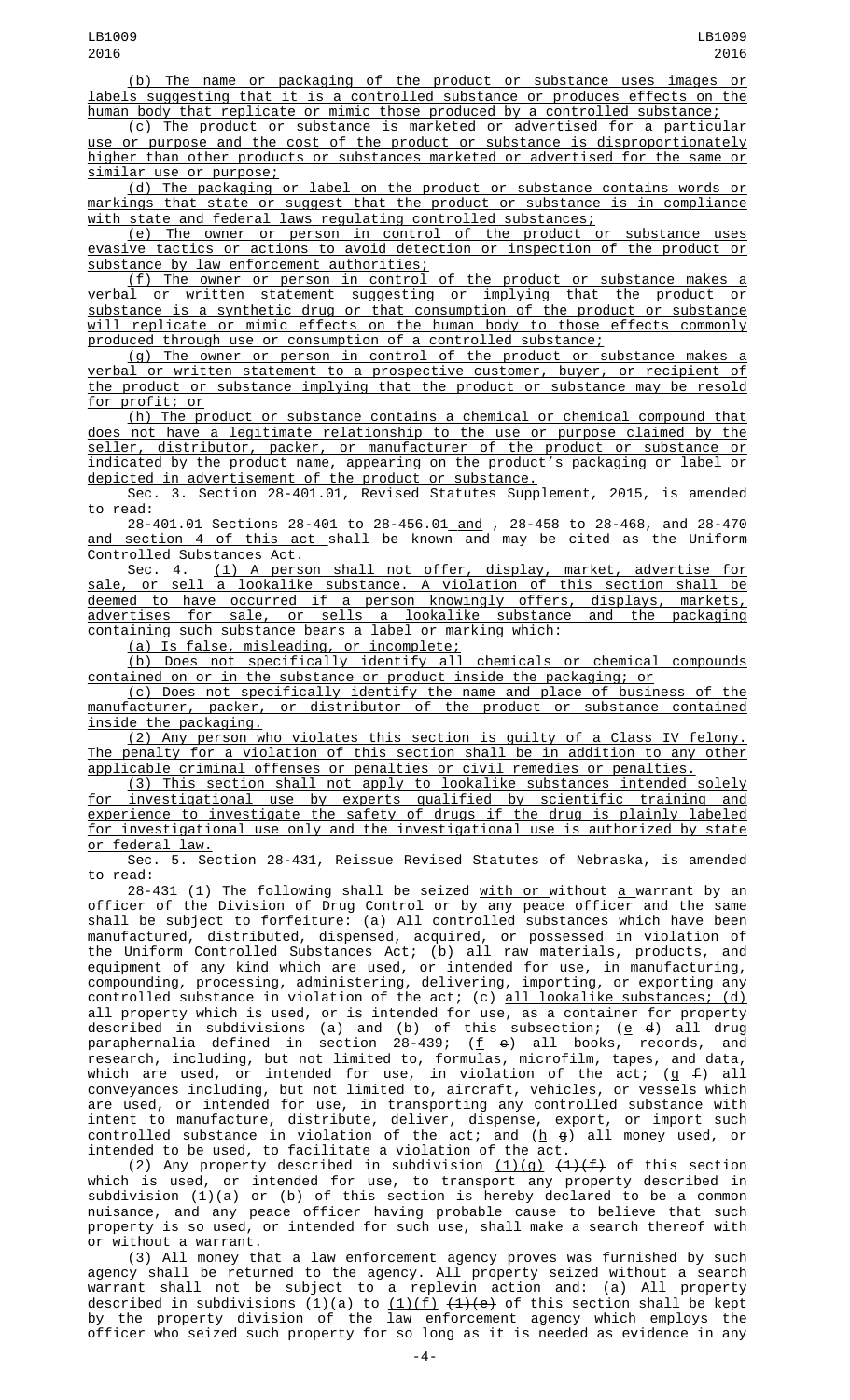(b) The name or packaging of the product or substance uses images or labels suggesting that it is a controlled substance or produces effects on the human body that replicate or mimic those produced by a controlled substance;

(c) The product or substance is marketed or advertised for a particular use or purpose and the cost of the product or substance is disproportionately higher than other products or substances marketed or advertised for the same or similar use or purpose;

(d) The packaging or label on the product or substance contains words or markings that state or suggest that the product or substance is in compliance with state and federal laws regulating controlled substances;

(e) The owner or person in control of the product or substance uses evasive tactics or actions to avoid detection or inspection of the product or substance by law enforcement authorities;

(f) The owner or person in control of the product or substance makes a verbal or written statement suggesting or implying that the product or substance is a synthetic drug or that consumption of the product or substance will replicate or mimic effects on the human body to those effects commonly produced through use or consumption of a controlled substance;

(g) The owner or person in control of the product or substance makes a verbal or written statement to a prospective customer, buyer, or recipient of the product or substance implying that the product or substance may be resold for profit; or

(h) The product or substance contains a chemical or chemical compound that does not have a legitimate relationship to the use or purpose claimed by the seller, distributor, packer, or manufacturer of the product or substance or indicated by the product name, appearing on the product's packaging or label or depicted in advertisement of the product or substance.

Sec. 3. Section 28-401.01, Revised Statutes Supplement, 2015, is amended to read:

28-401.01 Sections 28-401 to 28-456.01 and , 28-458 to 28-468, and 28-470 and section 4 of this act shall be known and may be cited as the Uniform Controlled Substances Act.

Sec. 4. (1) A person shall not offer, display, market, advertise for sale, or sell a lookalike substance. A violation of this section shall be deemed to have occurred if a person knowingly offers, displays, markets, advertises for sale, or sells a lookalike substance and the packaging containing such substance bears a label or marking which:

(a) Is false, misleading, or incomplete;

(b) Does not specifically identify all chemicals or chemical compounds contained on or in the substance or product inside the packaging; or

(c) Does not specifically identify the name and place of business of the manufacturer, packer, or distributor of the product or substance contained inside the packaging.

(2) Any person who violates this section is guilty of a Class IV felony. The penalty for a violation of this section shall be in addition to any other applicable criminal offenses or penalties or civil remedies or penalties.

(3) This section shall not apply to lookalike substances intended solely for investigational use by experts qualified by scientific training and experience to investigate the safety of drugs if the drug is plainly labeled for investigational use only and the investigational use is authorized by state or federal law.

Sec. 5. Section 28-431, Reissue Revised Statutes of Nebraska, is amended to read:

28-431 (1) The following shall be seized with or without a warrant by an officer of the Division of Drug Control or by any peace officer and the same shall be subject to forfeiture: (a) All controlled substances which have been manufactured, distributed, dispensed, acquired, or possessed in violation of the Uniform Controlled Substances Act; (b) all raw materials, products, and equipment of any kind which are used, or intended for use, in manufacturing, compounding, processing, administering, delivering, importing, or exporting any controlled substance in violation of the act; (c) all lookalike substances; (d) all property which is used, or is intended for use, as a container for property described in subdivisions (a) and (b) of this subsection; (e d) all drug paraphernalia defined in section 28-439; (f e) all books, records, and research, including, but not limited to, formulas, microfilm, tapes, and data, which are used, or intended for use, in violation of the act; (g f) all conveyances including, but not limited to, aircraft, vehicles, or vessels which are used, or intended for use, in transporting any controlled substance with intent to manufacture, distribute, deliver, dispense, export, or import such controlled substance in violation of the act; and (h g) all money used, or intended to be used, to facilitate a violation of the act.

(2) Any property described in subdivision (1)(g) (1)(f) of this section which is used, or intended for use, to transport any property described in subdivision (1)(a) or (b) of this section is hereby declared to be a common nuisance, and any peace officer having probable cause to believe that such property is so used, or intended for such use, shall make a search thereof with or without a warrant.

(3) All money that a law enforcement agency proves was furnished by such agency shall be returned to the agency. All property seized without a search warrant shall not be subject to a replevin action and: (a) All property described in subdivisions (1)(a) to (1)(f) (1)(e) of this section shall be kept by the property division of the law enforcement agency which employs the officer who seized such property for so long as it is needed as evidence in any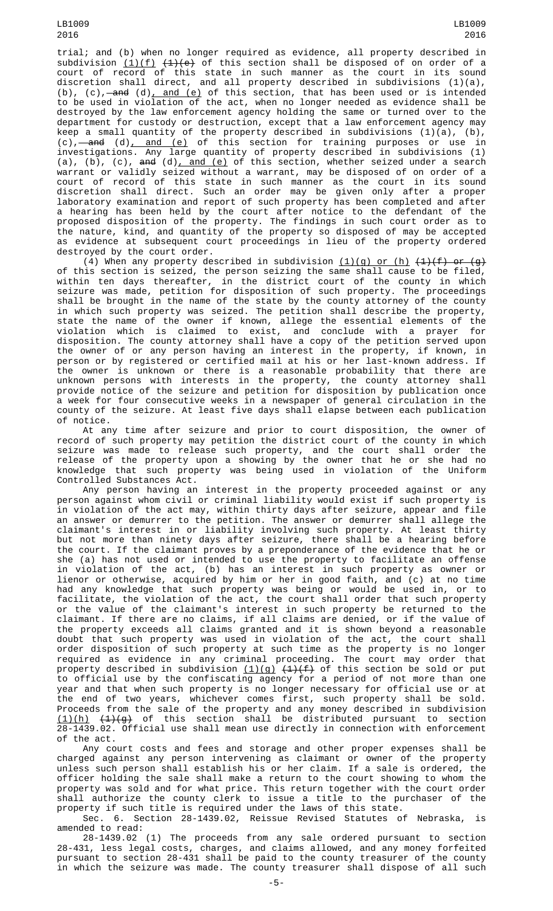trial; and (b) when no longer required as evidence, all property described in subdivision (1)(f) ~~(1)(e)~~ of this section shall be disposed of on order of a court of record of this state in such manner as the court in its sound discretion shall direct, and all property described in subdivisions (1)(a), (b), (c), ~~and~~ (d), and (e) of this section, that has been used or is intended to be used in violation of the act, when no longer needed as evidence shall be destroyed by the law enforcement agency holding the same or turned over to the department for custody or destruction, except that a law enforcement agency may keep a small quantity of the property described in subdivisions (1)(a), (b), (c), ~~and~~ (d), and (e) of this section for training purposes or use in investigations. Any large quantity of property described in subdivisions (1)(a), (b), (c), ~~and~~ (d), and (e) of this section, whether seized under a search warrant or validly seized without a warrant, may be disposed of on order of a court of record of this state in such manner as the court in its sound discretion shall direct. Such an order may be given only after a proper laboratory examination and report of such property has been completed and after a hearing has been held by the court after notice to the defendant of the proposed disposition of the property. The findings in such court order as to the nature, kind, and quantity of the property so disposed of may be accepted as evidence at subsequent court proceedings in lieu of the property ordered destroyed by the court order.

(4) When any property described in subdivision (1)(g) or (h) ~~(1)(f) or (g)~~ of this section is seized, the person seizing the same shall cause to be filed, within ten days thereafter, in the district court of the county in which seizure was made, petition for disposition of such property. The proceedings shall be brought in the name of the state by the county attorney of the county in which such property was seized. The petition shall describe the property, state the name of the owner if known, allege the essential elements of the violation which is claimed to exist, and conclude with a prayer for disposition. The county attorney shall have a copy of the petition served upon the owner of or any person having an interest in the property, if known, in person or by registered or certified mail at his or her last-known address. If the owner is unknown or there is a reasonable probability that there are unknown persons with interests in the property, the county attorney shall provide notice of the seizure and petition for disposition by publication once a week for four consecutive weeks in a newspaper of general circulation in the county of the seizure. At least five days shall elapse between each publication of notice.

At any time after seizure and prior to court disposition, the owner of record of such property may petition the district court of the county in which seizure was made to release such property, and the court shall order the release of the property upon a showing by the owner that he or she had no knowledge that such property was being used in violation of the Uniform Controlled Substances Act.

Any person having an interest in the property proceeded against or any person against whom civil or criminal liability would exist if such property is in violation of the act may, within thirty days after seizure, appear and file an answer or demurrer to the petition. The answer or demurrer shall allege the claimant's interest in or liability involving such property. At least thirty but not more than ninety days after seizure, there shall be a hearing before the court. If the claimant proves by a preponderance of the evidence that he or she (a) has not used or intended to use the property to facilitate an offense in violation of the act, (b) has an interest in such property as owner or lienor or otherwise, acquired by him or her in good faith, and (c) at no time had any knowledge that such property was being or would be used in, or to facilitate, the violation of the act, the court shall order that such property or the value of the claimant's interest in such property be returned to the claimant. If there are no claims, if all claims are denied, or if the value of the property exceeds all claims granted and it is shown beyond a reasonable doubt that such property was used in violation of the act, the court shall order disposition of such property at such time as the property is no longer required as evidence in any criminal proceeding. The court may order that property described in subdivision (1)(g) ~~(1)(f)~~ of this section be sold or put to official use by the confiscating agency for a period of not more than one year and that when such property is no longer necessary for official use or at the end of two years, whichever comes first, such property shall be sold. Proceeds from the sale of the property and any money described in subdivision (1)(h) ~~(1)(g)~~ of this section shall be distributed pursuant to section 28-1439.02. Official use shall mean use directly in connection with enforcement of the act.

Any court costs and fees and storage and other proper expenses shall be charged against any person intervening as claimant or owner of the property unless such person shall establish his or her claim. If a sale is ordered, the officer holding the sale shall make a return to the court showing to whom the property was sold and for what price. This return together with the court order shall authorize the county clerk to issue a title to the purchaser of the property if such title is required under the laws of this state.

Sec. 6. Section 28-1439.02, Reissue Revised Statutes of Nebraska, is amended to read:

28-1439.02 (1) The proceeds from any sale ordered pursuant to section 28-431, less legal costs, charges, and claims allowed, and any money forfeited pursuant to section 28-431 shall be paid to the county treasurer of the county in which the seizure was made. The county treasurer shall dispose of all such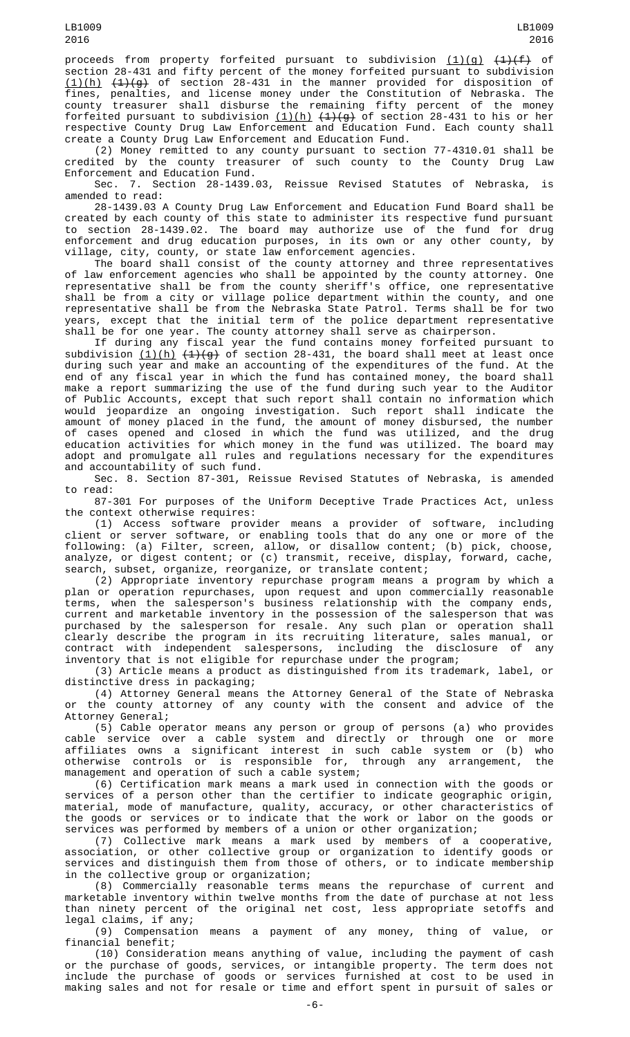proceeds from property forfeited pursuant to subdivision (1)(g) ~~(1)(f)~~ of section 28-431 and fifty percent of the money forfeited pursuant to subdivision (1)(h) ~~(1)(g)~~ of section 28-431 in the manner provided for disposition of fines, penalties, and license money under the Constitution of Nebraska. The county treasurer shall disburse the remaining fifty percent of the money forfeited pursuant to subdivision (1)(h) ~~(1)(g)~~ of section 28-431 to his or her respective County Drug Law Enforcement and Education Fund. Each county shall create a County Drug Law Enforcement and Education Fund.

(2) Money remitted to any county pursuant to section 77-4310.01 shall be credited by the county treasurer of such county to the County Drug Law Enforcement and Education Fund.

Sec. 7. Section 28-1439.03, Reissue Revised Statutes of Nebraska, is amended to read:

28-1439.03 A County Drug Law Enforcement and Education Fund Board shall be created by each county of this state to administer its respective fund pursuant to section 28-1439.02. The board may authorize use of the fund for drug enforcement and drug education purposes, in its own or any other county, by village, city, county, or state law enforcement agencies.

The board shall consist of the county attorney and three representatives of law enforcement agencies who shall be appointed by the county attorney. One representative shall be from the county sheriff's office, one representative shall be from a city or village police department within the county, and one representative shall be from the Nebraska State Patrol. Terms shall be for two years, except that the initial term of the police department representative shall be for one year. The county attorney shall serve as chairperson.

If during any fiscal year the fund contains money forfeited pursuant to subdivision (1)(h) ~~(1)(g)~~ of section 28-431, the board shall meet at least once during such year and make an accounting of the expenditures of the fund. At the end of any fiscal year in which the fund has contained money, the board shall make a report summarizing the use of the fund during such year to the Auditor of Public Accounts, except that such report shall contain no information which would jeopardize an ongoing investigation. Such report shall indicate the amount of money placed in the fund, the amount of money disbursed, the number of cases opened and closed in which the fund was utilized, and the drug education activities for which money in the fund was utilized. The board may adopt and promulgate all rules and regulations necessary for the expenditures and accountability of such fund.

Sec. 8. Section 87-301, Reissue Revised Statutes of Nebraska, is amended to read:

87-301 For purposes of the Uniform Deceptive Trade Practices Act, unless the context otherwise requires:

(1) Access software provider means a provider of software, including client or server software, or enabling tools that do any one or more of the following: (a) Filter, screen, allow, or disallow content; (b) pick, choose, analyze, or digest content; or (c) transmit, receive, display, forward, cache, search, subset, organize, reorganize, or translate content;

(2) Appropriate inventory repurchase program means a program by which a plan or operation repurchases, upon request and upon commercially reasonable terms, when the salesperson's business relationship with the company ends, current and marketable inventory in the possession of the salesperson that was purchased by the salesperson for resale. Any such plan or operation shall clearly describe the program in its recruiting literature, sales manual, or contract with independent salespersons, including the disclosure of any inventory that is not eligible for repurchase under the program;

(3) Article means a product as distinguished from its trademark, label, or distinctive dress in packaging;

(4) Attorney General means the Attorney General of the State of Nebraska or the county attorney of any county with the consent and advice of the Attorney General;

(5) Cable operator means any person or group of persons (a) who provides cable service over a cable system and directly or through one or more affiliates owns a significant interest in such cable system or (b) who otherwise controls or is responsible for, through any arrangement, the management and operation of such a cable system;

(6) Certification mark means a mark used in connection with the goods or services of a person other than the certifier to indicate geographic origin, material, mode of manufacture, quality, accuracy, or other characteristics of the goods or services or to indicate that the work or labor on the goods or services was performed by members of a union or other organization;

(7) Collective mark means a mark used by members of a cooperative, association, or other collective group or organization to identify goods or services and distinguish them from those of others, or to indicate membership in the collective group or organization;

(8) Commercially reasonable terms means the repurchase of current and marketable inventory within twelve months from the date of purchase at not less than ninety percent of the original net cost, less appropriate setoffs and legal claims, if any;

(9) Compensation means a payment of any money, thing of value, or financial benefit;

(10) Consideration means anything of value, including the payment of cash or the purchase of goods, services, or intangible property. The term does not include the purchase of goods or services furnished at cost to be used in making sales and not for resale or time and effort spent in pursuit of sales or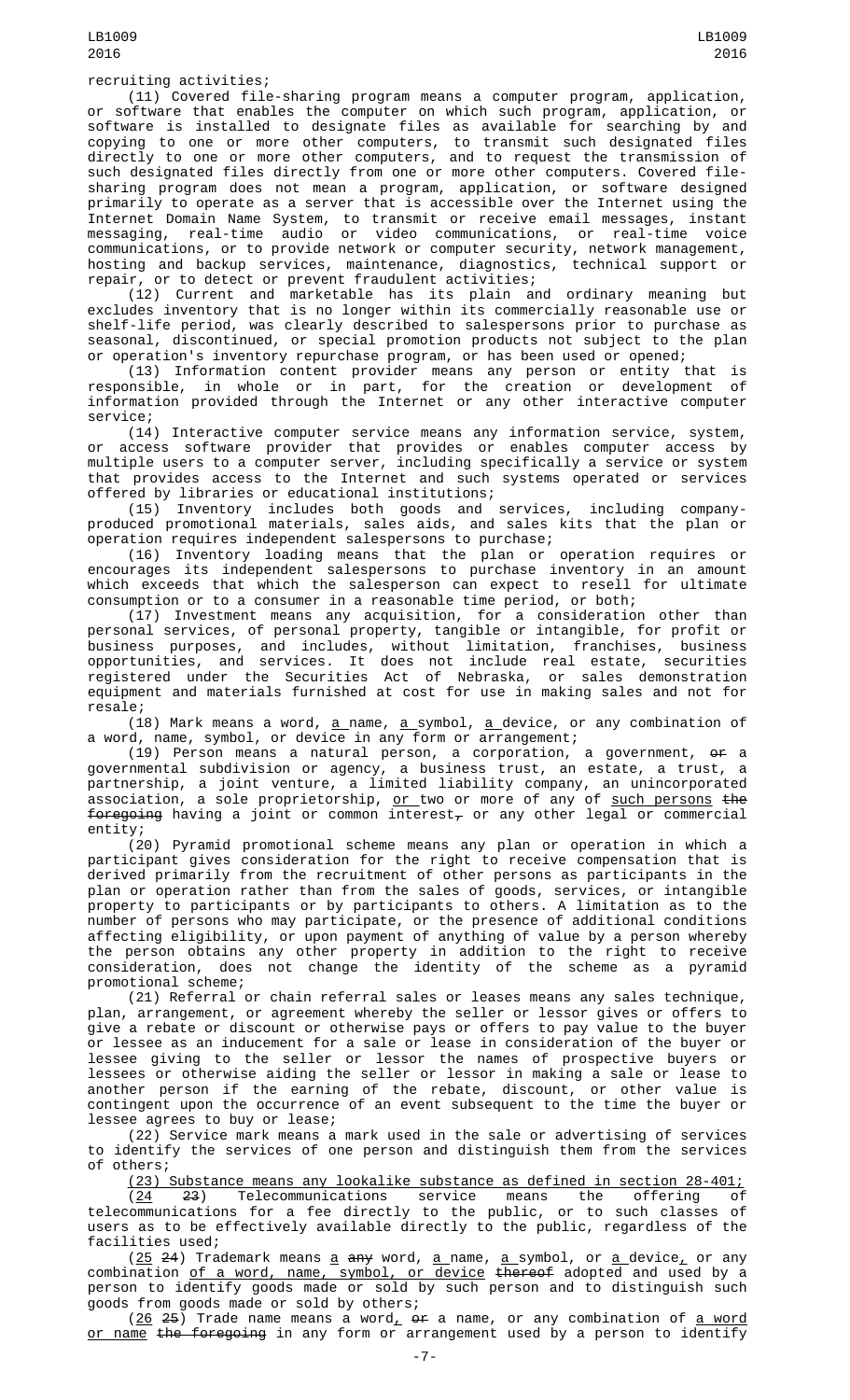recruiting activities;

(11) Covered file-sharing program means a computer program, application, or software that enables the computer on which such program, application, or software is installed to designate files as available for searching by and copying to one or more other computers, to transmit such designated files directly to one or more other computers, and to request the transmission of such designated files directly from one or more other computers. Covered file-sharing program does not mean a program, application, or software designed primarily to operate as a server that is accessible over the Internet using the Internet Domain Name System, to transmit or receive email messages, instant messaging, real-time audio or video communications, or real-time voice communications, or to provide network or computer security, network management, hosting and backup services, maintenance, diagnostics, technical support or repair, or to detect or prevent fraudulent activities;

(12) Current and marketable has its plain and ordinary meaning but excludes inventory that is no longer within its commercially reasonable use or shelf-life period, was clearly described to salespersons prior to purchase as seasonal, discontinued, or special promotion products not subject to the plan or operation's inventory repurchase program, or has been used or opened;

(13) Information content provider means any person or entity that is responsible, in whole or in part, for the creation or development of information provided through the Internet or any other interactive computer service;

(14) Interactive computer service means any information service, system, or access software provider that provides or enables computer access by multiple users to a computer server, including specifically a service or system that provides access to the Internet and such systems operated or services offered by libraries or educational institutions;

(15) Inventory includes both goods and services, including company-produced promotional materials, sales aids, and sales kits that the plan or operation requires independent salespersons to purchase;

(16) Inventory loading means that the plan or operation requires or encourages its independent salespersons to purchase inventory in an amount which exceeds that which the salesperson can expect to resell for ultimate consumption or to a consumer in a reasonable time period, or both;

(17) Investment means any acquisition, for a consideration other than personal services, of personal property, tangible or intangible, for profit or business purposes, and includes, without limitation, franchises, business opportunities, and services. It does not include real estate, securities registered under the Securities Act of Nebraska, or sales demonstration equipment and materials furnished at cost for use in making sales and not for resale;

(18) Mark means a word, a name, a symbol, a device, or any combination of a word, name, symbol, or device in any form or arrangement;

(19) Person means a natural person, a corporation, a government, ~~or~~ a governmental subdivision or agency, a business trust, an estate, a trust, a partnership, a joint venture, a limited liability company, an unincorporated association, a sole proprietorship, or two or more of any of such persons ~~the foregoing~~ having a joint or common interest~~,~~ or any other legal or commercial entity;

(20) Pyramid promotional scheme means any plan or operation in which a participant gives consideration for the right to receive compensation that is derived primarily from the recruitment of other persons as participants in the plan or operation rather than from the sales of goods, services, or intangible property to participants or by participants to others. A limitation as to the number of persons who may participate, or the presence of additional conditions affecting eligibility, or upon payment of anything of value by a person whereby the person obtains any other property in addition to the right to receive consideration, does not change the identity of the scheme as a pyramid promotional scheme;

(21) Referral or chain referral sales or leases means any sales technique, plan, arrangement, or agreement whereby the seller or lessor gives or offers to give a rebate or discount or otherwise pays or offers to pay value to the buyer or lessee as an inducement for a sale or lease in consideration of the buyer or lessee giving to the seller or lessor the names of prospective buyers or lessees or otherwise aiding the seller or lessor in making a sale or lease to another person if the earning of the rebate, discount, or other value is contingent upon the occurrence of an event subsequent to the time the buyer or lessee agrees to buy or lease;

(22) Service mark means a mark used in the sale or advertising of services to identify the services of one person and distinguish them from the services of others;

(23) Substance means any lookalike substance as defined in section 28-401;

(24 ~~23~~) Telecommunications service means the offering of telecommunications for a fee directly to the public, or to such classes of users as to be effectively available directly to the public, regardless of the facilities used;

(25 ~~24~~) Trademark means a ~~any~~ word, a name, a symbol, or a device, or any combination of a word, name, symbol, or device ~~thereof~~ adopted and used by a person to identify goods made or sold by such person and to distinguish such goods from goods made or sold by others;

(26 ~~25~~) Trade name means a word, ~~or~~ a name, or any combination of a word or name ~~the foregoing~~ in any form or arrangement used by a person to identify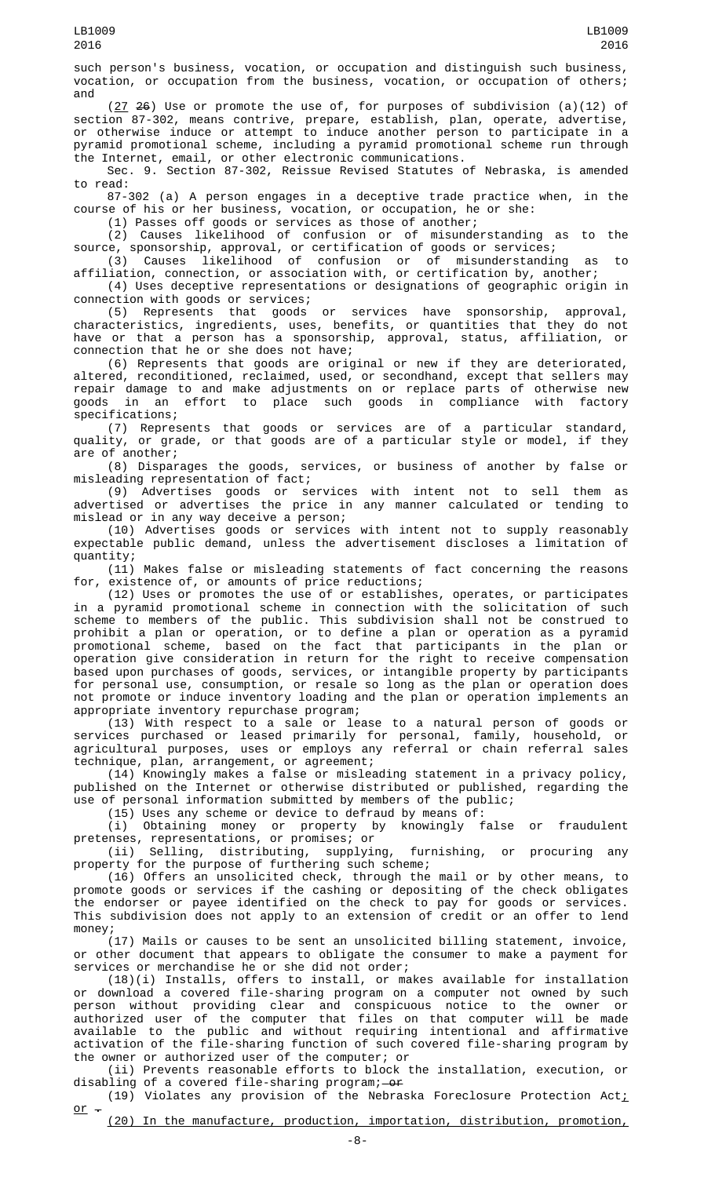such person's business, vocation, or occupation and distinguish such business, vocation, or occupation from the business, vocation, or occupation of others; and

(<u>27</u> ~~26~~) Use or promote the use of, for purposes of subdivision (a)(12) of section 87-302, means contrive, prepare, establish, plan, operate, advertise, or otherwise induce or attempt to induce another person to participate in a pyramid promotional scheme, including a pyramid promotional scheme run through the Internet, email, or other electronic communications.

Sec. 9. Section 87-302, Reissue Revised Statutes of Nebraska, is amended to read:

87-302 (a) A person engages in a deceptive trade practice when, in the course of his or her business, vocation, or occupation, he or she:

(1) Passes off goods or services as those of another;

(2) Causes likelihood of confusion or of misunderstanding as to the source, sponsorship, approval, or certification of goods or services;

(3) Causes likelihood of confusion or of misunderstanding as to affiliation, connection, or association with, or certification by, another;

(4) Uses deceptive representations or designations of geographic origin in connection with goods or services;

(5) Represents that goods or services have sponsorship, approval, characteristics, ingredients, uses, benefits, or quantities that they do not have or that a person has a sponsorship, approval, status, affiliation, or connection that he or she does not have;

(6) Represents that goods are original or new if they are deteriorated, altered, reconditioned, reclaimed, used, or secondhand, except that sellers may repair damage to and make adjustments on or replace parts of otherwise new goods in an effort to place such goods in compliance with factory specifications;

(7) Represents that goods or services are of a particular standard, quality, or grade, or that goods are of a particular style or model, if they are of another;

(8) Disparages the goods, services, or business of another by false or misleading representation of fact;

(9) Advertises goods or services with intent not to sell them as advertised or advertises the price in any manner calculated or tending to mislead or in any way deceive a person;

(10) Advertises goods or services with intent not to supply reasonably expectable public demand, unless the advertisement discloses a limitation of quantity;

(11) Makes false or misleading statements of fact concerning the reasons for, existence of, or amounts of price reductions;

(12) Uses or promotes the use of or establishes, operates, or participates in a pyramid promotional scheme in connection with the solicitation of such scheme to members of the public. This subdivision shall not be construed to prohibit a plan or operation, or to define a plan or operation as a pyramid promotional scheme, based on the fact that participants in the plan or operation give consideration in return for the right to receive compensation based upon purchases of goods, services, or intangible property by participants for personal use, consumption, or resale so long as the plan or operation does not promote or induce inventory loading and the plan or operation implements an appropriate inventory repurchase program;

(13) With respect to a sale or lease to a natural person of goods or services purchased or leased primarily for personal, family, household, or agricultural purposes, uses or employs any referral or chain referral sales technique, plan, arrangement, or agreement;

(14) Knowingly makes a false or misleading statement in a privacy policy, published on the Internet or otherwise distributed or published, regarding the use of personal information submitted by members of the public;

(15) Uses any scheme or device to defraud by means of:

(i) Obtaining money or property by knowingly false or fraudulent pretenses, representations, or promises; or

(ii) Selling, distributing, supplying, furnishing, or procuring any property for the purpose of furthering such scheme;

(16) Offers an unsolicited check, through the mail or by other means, to promote goods or services if the cashing or depositing of the check obligates the endorser or payee identified on the check to pay for goods or services. This subdivision does not apply to an extension of credit or an offer to lend money;

(17) Mails or causes to be sent an unsolicited billing statement, invoice, or other document that appears to obligate the consumer to make a payment for services or merchandise he or she did not order;

(18)(i) Installs, offers to install, or makes available for installation or download a covered file-sharing program on a computer not owned by such person without providing clear and conspicuous notice to the owner or authorized user of the computer that files on that computer will be made available to the public and without requiring intentional and affirmative activation of the file-sharing function of such covered file-sharing program by the owner or authorized user of the computer; or

(ii) Prevents reasonable efforts to block the installation, execution, or disabling of a covered file-sharing program; ~~or~~

(19) Violates any provision of the Nebraska Foreclosure Protection Act<u>;</u> <u>or</u> ~~.~~

<u>(20) In the manufacture, production, importation, distribution, promotion,</u>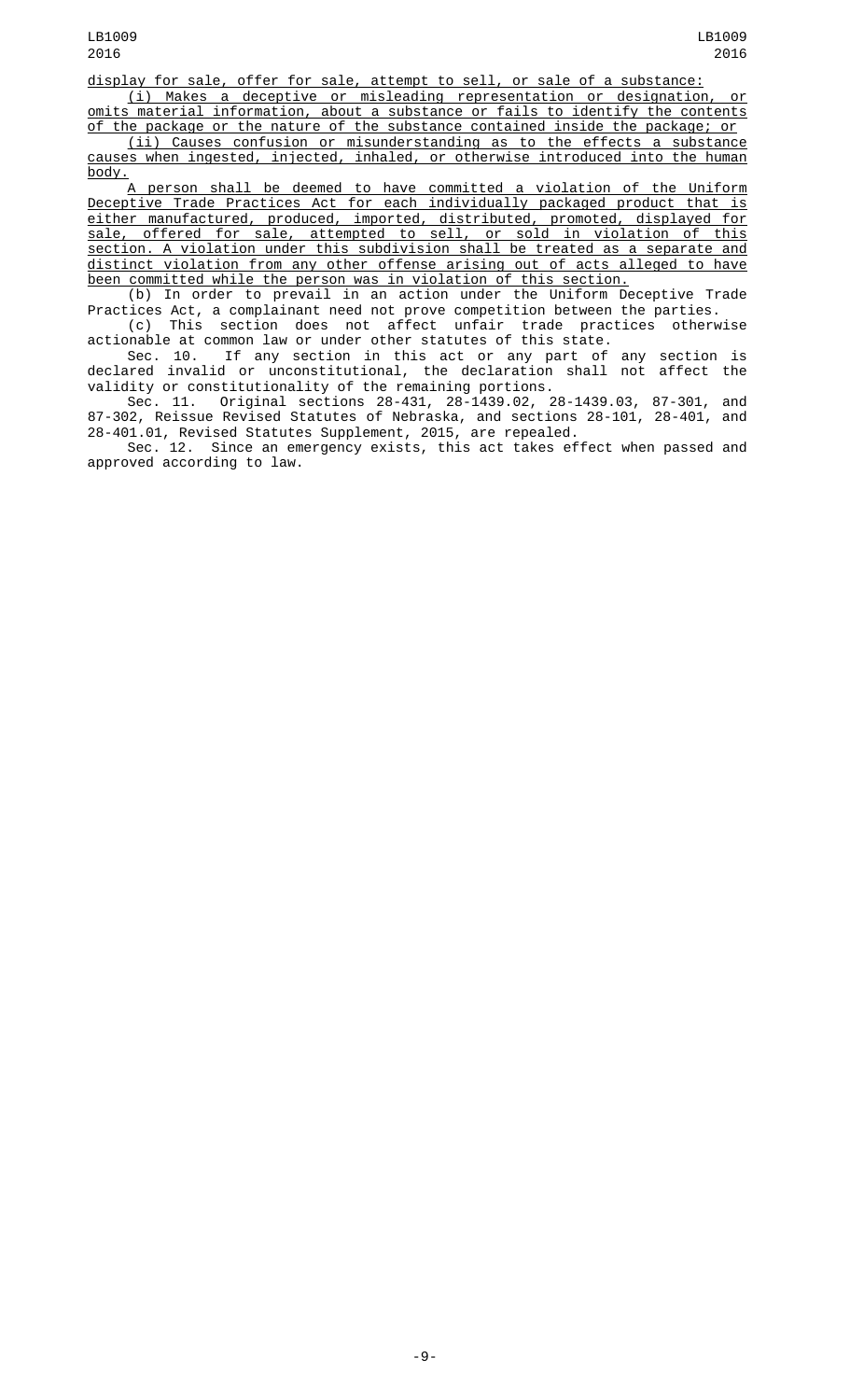display for sale, offer for sale, attempt to sell, or sale of a substance:

(i) Makes a deceptive or misleading representation or designation, or omits material information, about a substance or fails to identify the contents of the package or the nature of the substance contained inside the package; or

(ii) Causes confusion or misunderstanding as to the effects a substance causes when ingested, injected, inhaled, or otherwise introduced into the human body.

A person shall be deemed to have committed a violation of the Uniform Deceptive Trade Practices Act for each individually packaged product that is either manufactured, produced, imported, distributed, promoted, displayed for sale, offered for sale, attempted to sell, or sold in violation of this section. A violation under this subdivision shall be treated as a separate and distinct violation from any other offense arising out of acts alleged to have been committed while the person was in violation of this section.

(b) In order to prevail in an action under the Uniform Deceptive Trade Practices Act, a complainant need not prove competition between the parties.

(c) This section does not affect unfair trade practices otherwise actionable at common law or under other statutes of this state.

Sec. 10. If any section in this act or any part of any section is declared invalid or unconstitutional, the declaration shall not affect the validity or constitutionality of the remaining portions.

Sec. 11. Original sections 28-431, 28-1439.02, 28-1439.03, 87-301, and 87-302, Reissue Revised Statutes of Nebraska, and sections 28-101, 28-401, and 28-401.01, Revised Statutes Supplement, 2015, are repealed.

Sec. 12. Since an emergency exists, this act takes effect when passed and approved according to law.